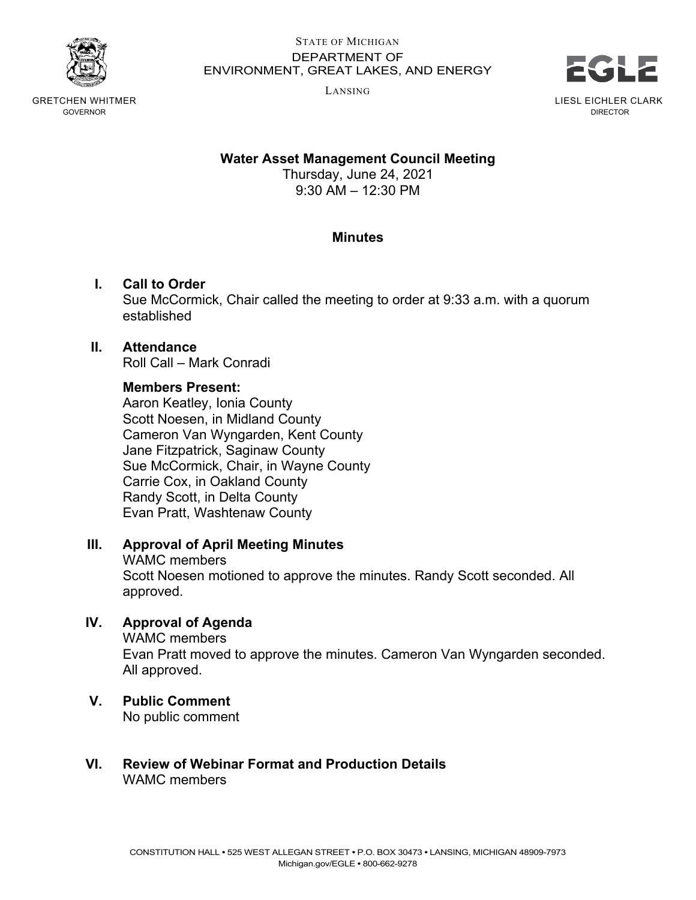STATE OF MICHIGAN
DEPARTMENT OF
ENVIRONMENT, GREAT LAKES, AND ENERGY
LANSING

GRETCHEN WHITMER
GOVERNOR

LIESL EICHLER CLARK
DIRECTOR

**Water Asset Management Council Meeting**
Thursday, June 24, 2021
9:30 AM – 12:30 PM

**Minutes**

## I. Call to Order

Sue McCormick, Chair called the meeting to order at 9:33 a.m. with a quorum established

## II. Attendance

Roll Call – Mark Conradi

**Members Present:**
Aaron Keatley, Ionia County
Scott Noesen, in Midland County
Cameron Van Wyngarden, Kent County
Jane Fitzpatrick, Saginaw County
Sue McCormick, Chair, in Wayne County
Carrie Cox, in Oakland County
Randy Scott, in Delta County
Evan Pratt, Washtenaw County

## III. Approval of April Meeting Minutes

WAMC members
Scott Noesen motioned to approve the minutes. Randy Scott seconded. All approved.

## IV. Approval of Agenda

WAMC members
Evan Pratt moved to approve the minutes. Cameron Van Wyngarden seconded. All approved.

## V. Public Comment

No public comment

## VI. Review of Webinar Format and Production Details

WAMC members

CONSTITUTION HALL • 525 WEST ALLEGAN STREET • P.O. BOX 30473 • LANSING, MICHIGAN 48909-7973
Michigan.gov/EGLE • 800-662-9278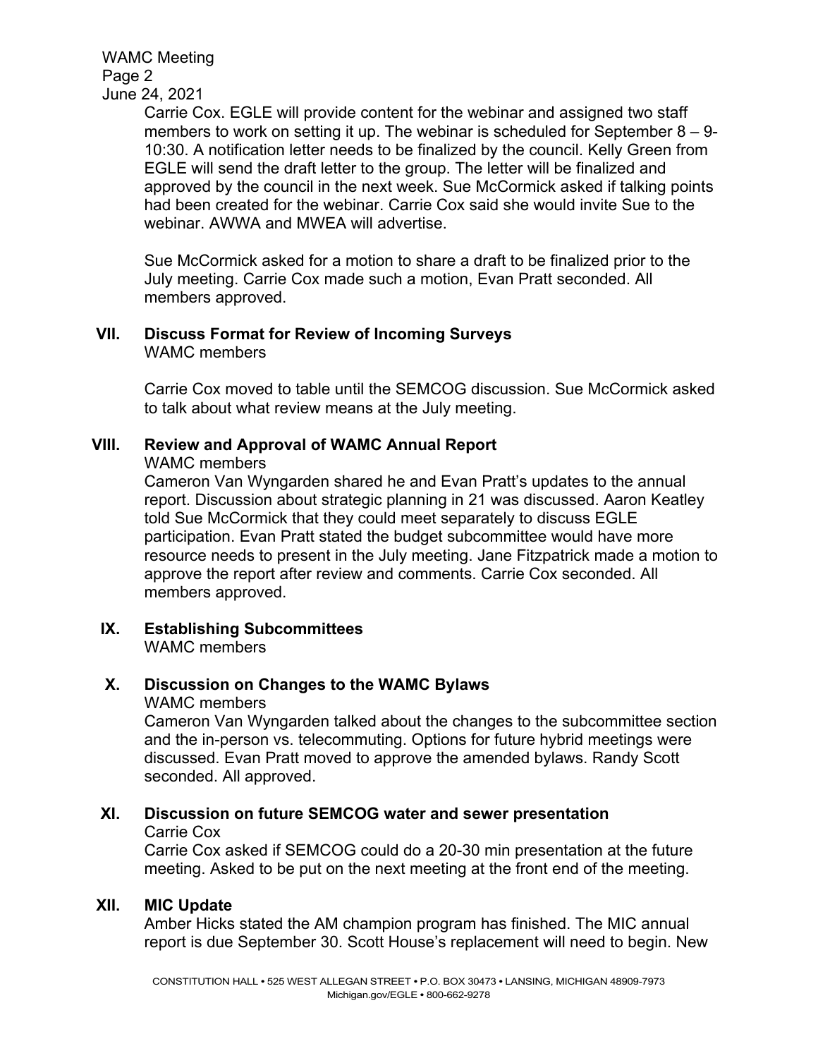Carrie Cox. EGLE will provide content for the webinar and assigned two staff members to work on setting it up. The webinar is scheduled for September 8 – 9-10:30. A notification letter needs to be finalized by the council. Kelly Green from EGLE will send the draft letter to the group. The letter will be finalized and approved by the council in the next week. Sue McCormick asked if talking points had been created for the webinar. Carrie Cox said she would invite Sue to the webinar. AWWA and MWEA will advertise.

Sue McCormick asked for a motion to share a draft to be finalized prior to the July meeting. Carrie Cox made such a motion, Evan Pratt seconded. All members approved.

## VII. Discuss Format for Review of Incoming Surveys

WAMC members

Carrie Cox moved to table until the SEMCOG discussion. Sue McCormick asked to talk about what review means at the July meeting.

## VIII. Review and Approval of WAMC Annual Report

WAMC members

Cameron Van Wyngarden shared he and Evan Pratt's updates to the annual report. Discussion about strategic planning in 21 was discussed. Aaron Keatley told Sue McCormick that they could meet separately to discuss EGLE participation. Evan Pratt stated the budget subcommittee would have more resource needs to present in the July meeting. Jane Fitzpatrick made a motion to approve the report after review and comments. Carrie Cox seconded. All members approved.

## IX. Establishing Subcommittees

WAMC members

## X. Discussion on Changes to the WAMC Bylaws

WAMC members

Cameron Van Wyngarden talked about the changes to the subcommittee section and the in-person vs. telecommuting. Options for future hybrid meetings were discussed. Evan Pratt moved to approve the amended bylaws. Randy Scott seconded. All approved.

## XI. Discussion on future SEMCOG water and sewer presentation

Carrie Cox

Carrie Cox asked if SEMCOG could do a 20-30 min presentation at the future meeting. Asked to be put on the next meeting at the front end of the meeting.

## XII. MIC Update

Amber Hicks stated the AM champion program has finished. The MIC annual report is due September 30. Scott House's replacement will need to begin. New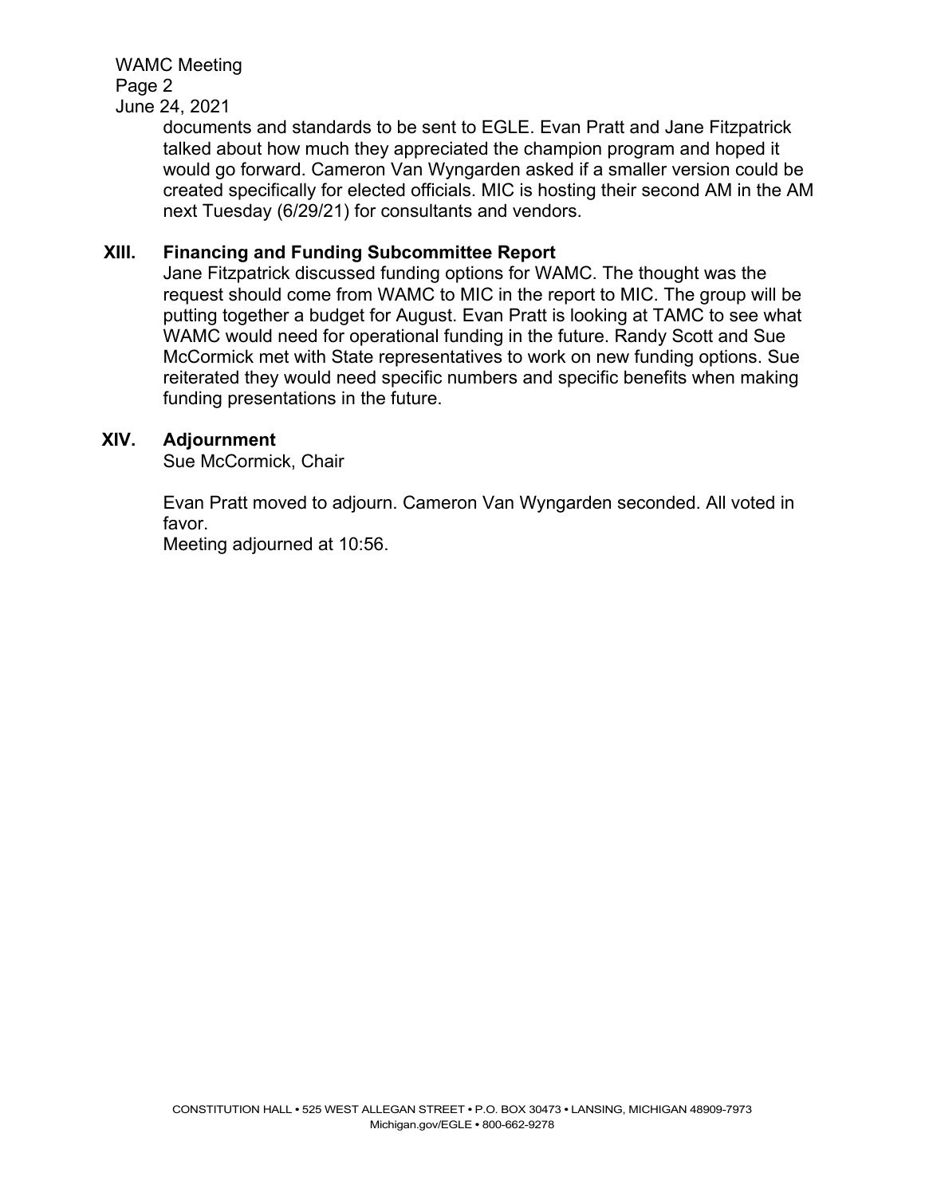documents and standards to be sent to EGLE. Evan Pratt and Jane Fitzpatrick talked about how much they appreciated the champion program and hoped it would go forward. Cameron Van Wyngarden asked if a smaller version could be created specifically for elected officials. MIC is hosting their second AM in the AM next Tuesday (6/29/21) for consultants and vendors.

## XIII. Financing and Funding Subcommittee Report

Jane Fitzpatrick discussed funding options for WAMC. The thought was the request should come from WAMC to MIC in the report to MIC. The group will be putting together a budget for August. Evan Pratt is looking at TAMC to see what WAMC would need for operational funding in the future. Randy Scott and Sue McCormick met with State representatives to work on new funding options. Sue reiterated they would need specific numbers and specific benefits when making funding presentations in the future.

## XIV. Adjournment

Sue McCormick, Chair

Evan Pratt moved to adjourn. Cameron Van Wyngarden seconded. All voted in favor.
Meeting adjourned at 10:56.